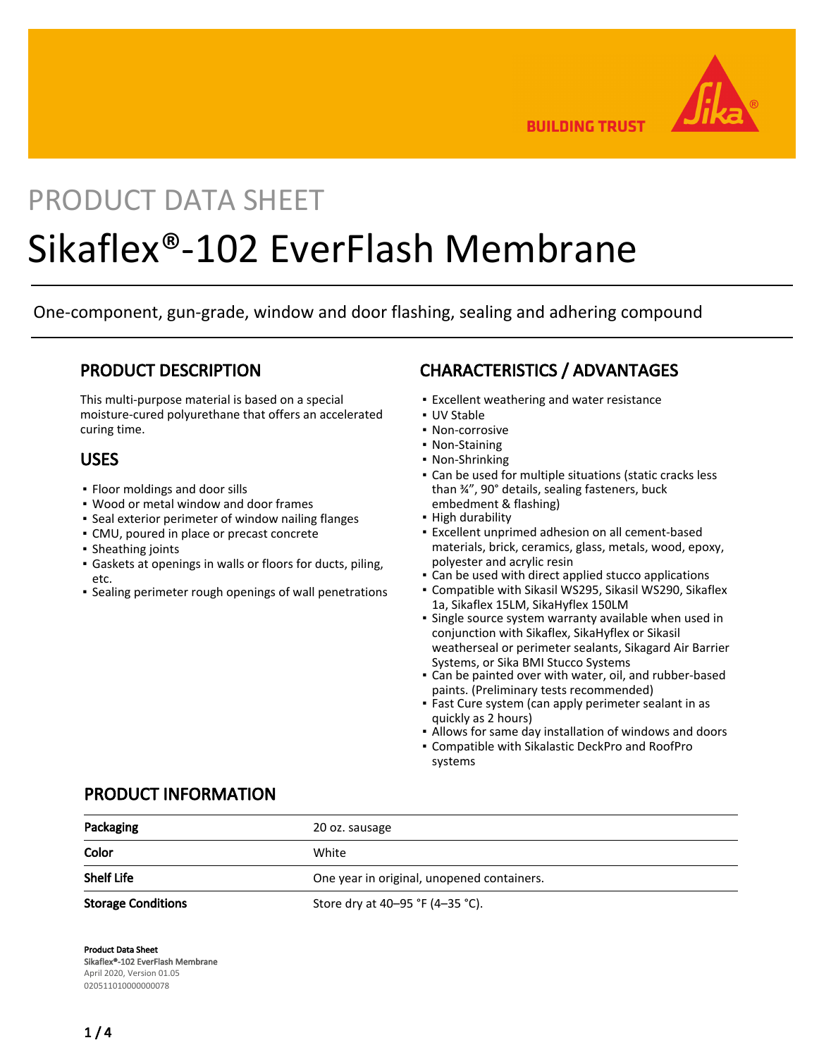BUILDING TRUST

PRODUCT DATA SHEET

# Sikaflex®-102 EverFlash Membrane

One-component, gun-grade, window and door flashing, sealing and adhering compound

## PRODUCT DESCRIPTION

This multi-purpose material is based on a special moisture-cured polyurethane that offers an accelerated curing time.

## USES

- Floor moldings and door sills
- Wood or metal window and door frames
- Seal exterior perimeter of window nailing flanges
- CMU, poured in place or precast concrete
- Sheathing joints
- Gaskets at openings in walls or floors for ducts, piling, etc.
- Sealing perimeter rough openings of wall penetrations

## CHARACTERISTICS / ADVANTAGES

- Excellent weathering and water resistance
- UV Stable
- Non-corrosive
- Non-Staining
- Non-Shrinking
- Can be used for multiple situations (static cracks less than ¾", 90° details, sealing fasteners, buck embedment & flashing)
- High durability
- Excellent unprimed adhesion on all cement-based materials, brick, ceramics, glass, metals, wood, epoxy, polyester and acrylic resin
- Can be used with direct applied stucco applications
- Compatible with Sikasil WS295, Sikasil WS290, Sikaflex 1a, Sikaflex 15LM, SikaHyflex 150LM
- Single source system warranty available when used in conjunction with Sikaflex, SikaHyflex or Sikasil weatherseal or perimeter sealants, Sikagard Air Barrier Systems, or Sika BMI Stucco Systems
- Can be painted over with water, oil, and rubber-based paints. (Preliminary tests recommended)
- Fast Cure system (can apply perimeter sealant in as quickly as 2 hours)
- Allows for same day installation of windows and doors
- Compatible with Sikalastic DeckPro and RoofPro systems

## PRODUCT INFORMATION

| | |
|---|---|
| **Packaging** | 20 oz. sausage |
| **Color** | White |
| **Shelf Life** | One year in original, unopened containers. |
| **Storage Conditions** | Store dry at 40–95 °F (4–35 °C). |

**Product Data Sheet**
**Sikaflex®-102 EverFlash Membrane**
April 2020, Version 01.05
020511010000000078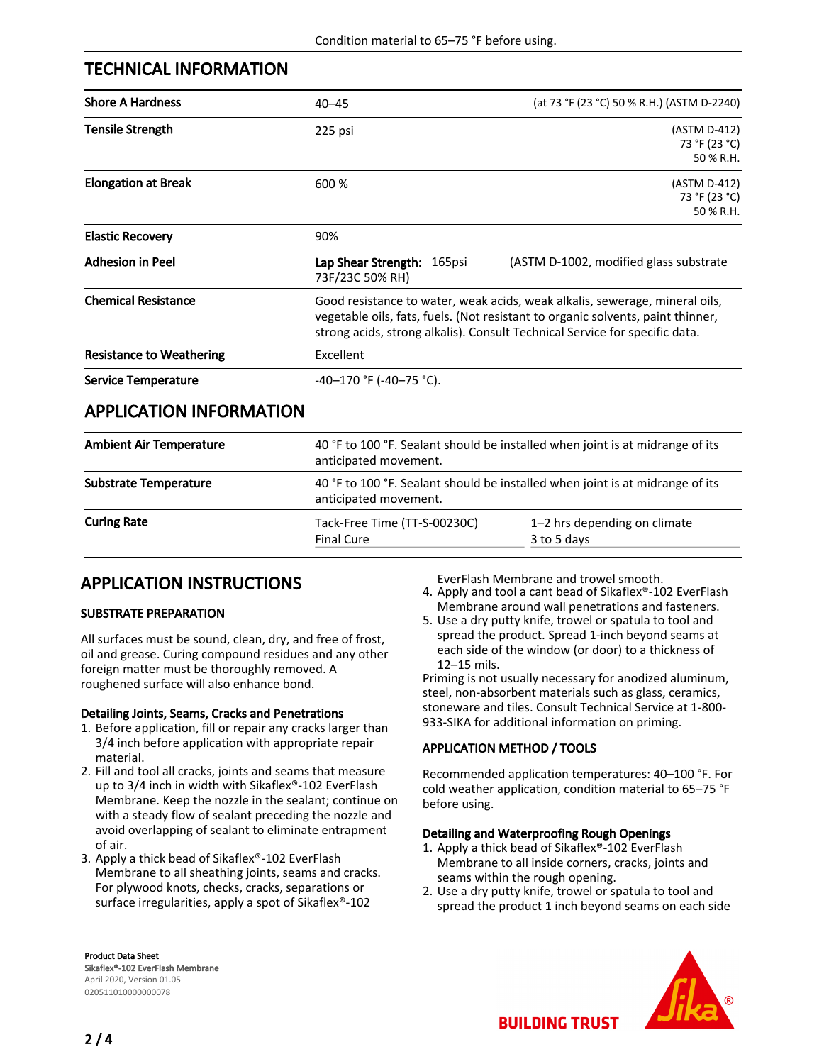Condition material to 65–75 °F before using.

## TECHNICAL INFORMATION

| | | |
|---|---|---|
| **Shore A Hardness** | 40–45 | (at 73 °F (23 °C) 50 % R.H.) (ASTM D-2240) |
| **Tensile Strength** | 225 psi | (ASTM D-412) 73 °F (23 °C) 50 % R.H. |
| **Elongation at Break** | 600 % | (ASTM D-412) 73 °F (23 °C) 50 % R.H. |
| **Elastic Recovery** | 90% | |
| **Adhesion in Peel** | **Lap Shear Strength:** 165psi 73F/23C 50% RH) | (ASTM D-1002, modified glass substrate |
| **Chemical Resistance** | Good resistance to water, weak acids, weak alkalis, sewerage, mineral oils, vegetable oils, fats, fuels. (Not resistant to organic solvents, paint thinner, strong acids, strong alkalis). Consult Technical Service for specific data. | |
| **Resistance to Weathering** | Excellent | |
| **Service Temperature** | -40–170 °F (-40–75 °C). | |

## APPLICATION INFORMATION

| | | |
|---|---|---|
| **Ambient Air Temperature** | 40 °F to 100 °F. Sealant should be installed when joint is at midrange of its anticipated movement. | |
| **Substrate Temperature** | 40 °F to 100 °F. Sealant should be installed when joint is at midrange of its anticipated movement. | |
| **Curing Rate** | Tack-Free Time (TT-S-00230C) | 1–2 hrs depending on climate |
| | Final Cure | 3 to 5 days |

## APPLICATION INSTRUCTIONS

### SUBSTRATE PREPARATION

All surfaces must be sound, clean, dry, and free of frost, oil and grease. Curing compound residues and any other foreign matter must be thoroughly removed. A roughened surface will also enhance bond.

#### Detailing Joints, Seams, Cracks and Penetrations

1. Before application, fill or repair any cracks larger than 3/4 inch before application with appropriate repair material.
2. Fill and tool all cracks, joints and seams that measure up to 3/4 inch in width with Sikaflex®-102 EverFlash Membrane. Keep the nozzle in the sealant; continue on with a steady flow of sealant preceding the nozzle and avoid overlapping of sealant to eliminate entrapment of air.
3. Apply a thick bead of Sikaflex®-102 EverFlash Membrane to all sheathing joints, seams and cracks. For plywood knots, checks, cracks, separations or surface irregularities, apply a spot of Sikaflex®-102 EverFlash Membrane and trowel smooth.
4. Apply and tool a cant bead of Sikaflex®-102 EverFlash Membrane around wall penetrations and fasteners.
5. Use a dry putty knife, trowel or spatula to tool and spread the product. Spread 1-inch beyond seams at each side of the window (or door) to a thickness of 12–15 mils.

Priming is not usually necessary for anodized aluminum, steel, non-absorbent materials such as glass, ceramics, stoneware and tiles. Consult Technical Service at 1-800-933-SIKA for additional information on priming.

### APPLICATION METHOD / TOOLS

Recommended application temperatures: 40–100 °F. For cold weather application, condition material to 65–75 °F before using.

#### Detailing and Waterproofing Rough Openings

1. Apply a thick bead of Sikaflex®-102 EverFlash Membrane to all inside corners, cracks, joints and seams within the rough opening.
2. Use a dry putty knife, trowel or spatula to tool and spread the product 1 inch beyond seams on each side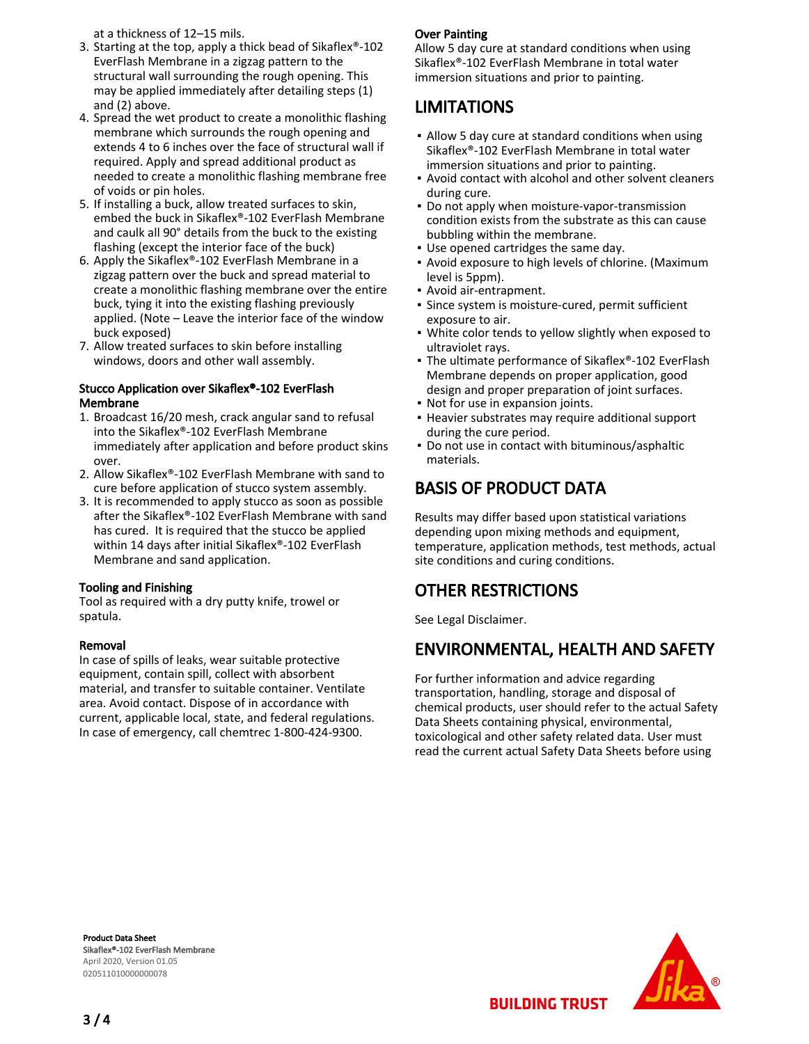at a thickness of 12–15 mils.

3. Starting at the top, apply a thick bead of Sikaflex®-102 EverFlash Membrane in a zigzag pattern to the structural wall surrounding the rough opening. This may be applied immediately after detailing steps (1) and (2) above.
4. Spread the wet product to create a monolithic flashing membrane which surrounds the rough opening and extends 4 to 6 inches over the face of structural wall if required. Apply and spread additional product as needed to create a monolithic flashing membrane free of voids or pin holes.
5. If installing a buck, allow treated surfaces to skin, embed the buck in Sikaflex®-102 EverFlash Membrane and caulk all 90° details from the buck to the existing flashing (except the interior face of the buck)
6. Apply the Sikaflex®-102 EverFlash Membrane in a zigzag pattern over the buck and spread material to create a monolithic flashing membrane over the entire buck, tying it into the existing flashing previously applied. (Note – Leave the interior face of the window buck exposed)
7. Allow treated surfaces to skin before installing windows, doors and other wall assembly.

### Stucco Application over Sikaflex®-102 EverFlash Membrane

1. Broadcast 16/20 mesh, crack angular sand to refusal into the Sikaflex®-102 EverFlash Membrane immediately after application and before product skins over.
2. Allow Sikaflex®-102 EverFlash Membrane with sand to cure before application of stucco system assembly.
3. It is recommended to apply stucco as soon as possible after the Sikaflex®-102 EverFlash Membrane with sand has cured. It is required that the stucco be applied within 14 days after initial Sikaflex®-102 EverFlash Membrane and sand application.

### Tooling and Finishing

Tool as required with a dry putty knife, trowel or spatula.

### Removal

In case of spills of leaks, wear suitable protective equipment, contain spill, collect with absorbent material, and transfer to suitable container. Ventilate area. Avoid contact. Dispose of in accordance with current, applicable local, state, and federal regulations. In case of emergency, call chemtrec 1-800-424-9300.

### Over Painting

Allow 5 day cure at standard conditions when using Sikaflex®-102 EverFlash Membrane in total water immersion situations and prior to painting.

## LIMITATIONS

- Allow 5 day cure at standard conditions when using Sikaflex®-102 EverFlash Membrane in total water immersion situations and prior to painting.
- Avoid contact with alcohol and other solvent cleaners during cure.
- Do not apply when moisture-vapor-transmission condition exists from the substrate as this can cause bubbling within the membrane.
- Use opened cartridges the same day.
- Avoid exposure to high levels of chlorine. (Maximum level is 5ppm).
- Avoid air-entrapment.
- Since system is moisture-cured, permit sufficient exposure to air.
- White color tends to yellow slightly when exposed to ultraviolet rays.
- The ultimate performance of Sikaflex®-102 EverFlash Membrane depends on proper application, good design and proper preparation of joint surfaces.
- Not for use in expansion joints.
- Heavier substrates may require additional support during the cure period.
- Do not use in contact with bituminous/asphaltic materials.

## BASIS OF PRODUCT DATA

Results may differ based upon statistical variations depending upon mixing methods and equipment, temperature, application methods, test methods, actual site conditions and curing conditions.

## OTHER RESTRICTIONS

See Legal Disclaimer.

## ENVIRONMENTAL, HEALTH AND SAFETY

For further information and advice regarding transportation, handling, storage and disposal of chemical products, user should refer to the actual Safety Data Sheets containing physical, environmental, toxicological and other safety related data. User must read the current actual Safety Data Sheets before using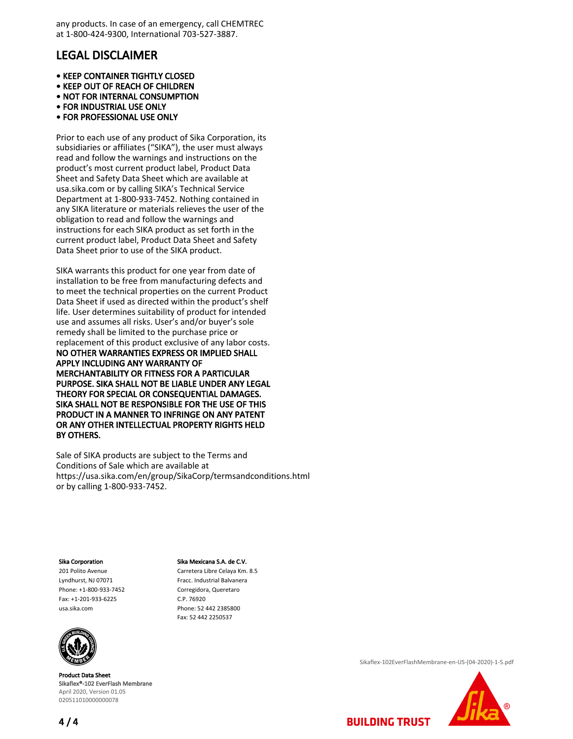any products. In case of an emergency, call CHEMTREC at 1-800-424-9300, International 703-527-3887.

## LEGAL DISCLAIMER

- **KEEP CONTAINER TIGHTLY CLOSED**
- **KEEP OUT OF REACH OF CHILDREN**
- **NOT FOR INTERNAL CONSUMPTION**
- **FOR INDUSTRIAL USE ONLY**
- **FOR PROFESSIONAL USE ONLY**

Prior to each use of any product of Sika Corporation, its subsidiaries or affiliates ("SIKA"), the user must always read and follow the warnings and instructions on the product's most current product label, Product Data Sheet and Safety Data Sheet which are available at usa.sika.com or by calling SIKA's Technical Service Department at 1-800-933-7452. Nothing contained in any SIKA literature or materials relieves the user of the obligation to read and follow the warnings and instructions for each SIKA product as set forth in the current product label, Product Data Sheet and Safety Data Sheet prior to use of the SIKA product.

SIKA warrants this product for one year from date of installation to be free from manufacturing defects and to meet the technical properties on the current Product Data Sheet if used as directed within the product's shelf life. User determines suitability of product for intended use and assumes all risks. User's and/or buyer's sole remedy shall be limited to the purchase price or replacement of this product exclusive of any labor costs. **NO OTHER WARRANTIES EXPRESS OR IMPLIED SHALL APPLY INCLUDING ANY WARRANTY OF MERCHANTABILITY OR FITNESS FOR A PARTICULAR PURPOSE. SIKA SHALL NOT BE LIABLE UNDER ANY LEGAL THEORY FOR SPECIAL OR CONSEQUENTIAL DAMAGES. SIKA SHALL NOT BE RESPONSIBLE FOR THE USE OF THIS PRODUCT IN A MANNER TO INFRINGE ON ANY PATENT OR ANY OTHER INTELLECTUAL PROPERTY RIGHTS HELD BY OTHERS.**

Sale of SIKA products are subject to the Terms and Conditions of Sale which are available at https://usa.sika.com/en/group/SikaCorp/termsandconditions.html or by calling 1-800-933-7452.

**Sika Corporation**
201 Polito Avenue
Lyndhurst, NJ 07071
Phone: +1-800-933-7452
Fax: +1-201-933-6225
usa.sika.com

**Sika Mexicana S.A. de C.V.**
Carretera Libre Celaya Km. 8.5
Fracc. Industrial Balvanera
Corregidora, Queretaro
C.P. 76920
Phone: 52 442 2385800
Fax: 52 442 2250537

**Product Data Sheet**
**Sikaflex®-102 EverFlash Membrane**
April 2020, Version 01.05
020511010000000078

Sikaflex-102EverFlashMembrane-en-US-(04-2020)-1-5.pdf

BUILDING TRUST